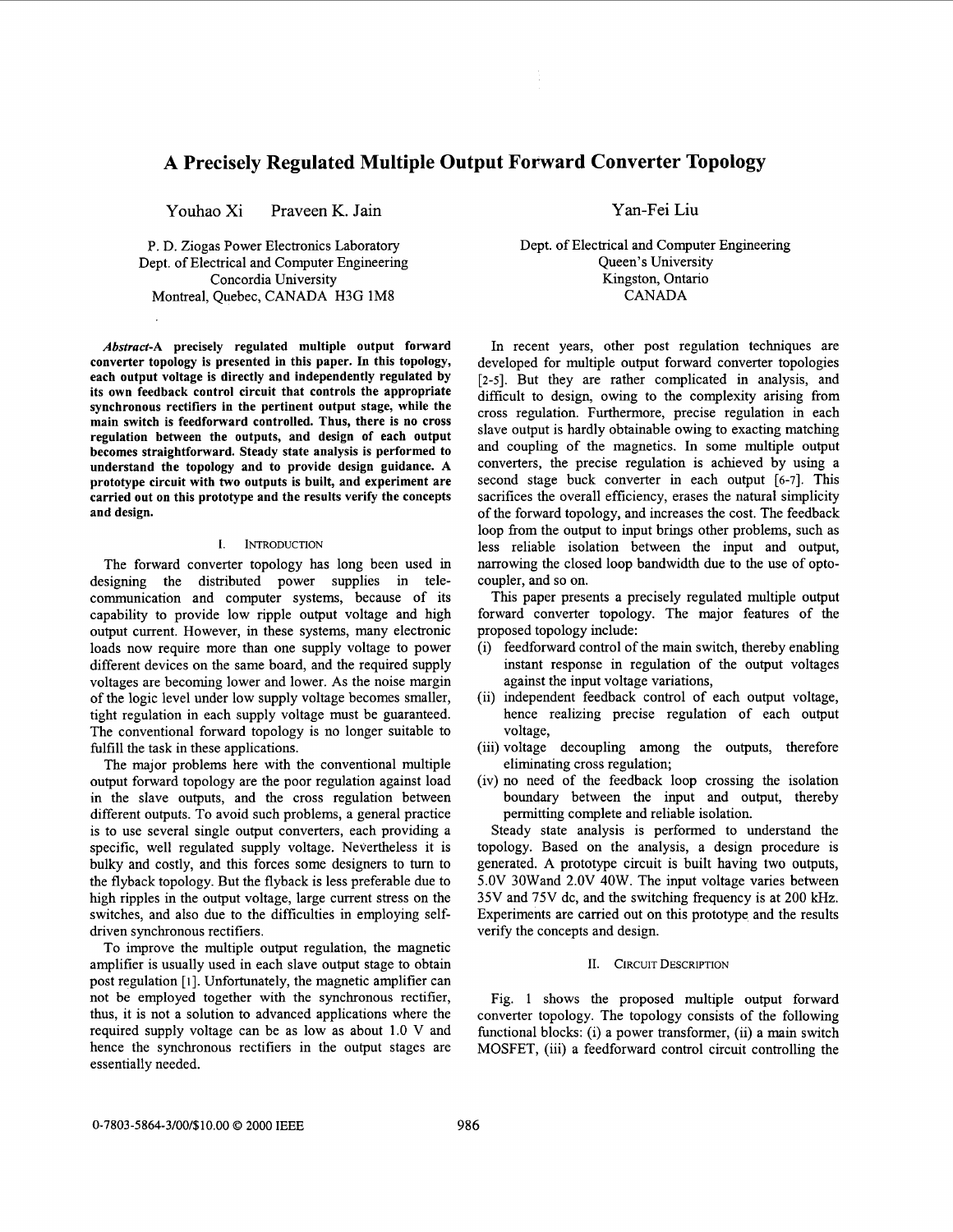# A Precisely Regulated Multiple Output Forward Converter Topology

Youhao Xi  Praveen K. Jain

P. D. Ziogas Power Electronics Laboratory
Dept. of Electrical and Computer Engineering
Concordia University
Montreal, Quebec, CANADA H3G 1M8

Yan-Fei Liu

Dept. of Electrical and Computer Engineering
Queen's University
Kingston, Ontario
CANADA

***Abstract*-A precisely regulated multiple output forward converter topology is presented in this paper. In this topology, each output voltage is directly and independently regulated by its own feedback control circuit that controls the appropriate synchronous rectifiers in the pertinent output stage, while the main switch is feedforward controlled. Thus, there is no cross regulation between the outputs, and design of each output becomes straightforward. Steady state analysis is performed to understand the topology and to provide design guidance. A prototype circuit with two outputs is built, and experiment are carried out on this prototype and the results verify the concepts and design.**

## I. INTRODUCTION

The forward converter topology has long been used in designing the distributed power supplies in telecommunication and computer systems, because of its capability to provide low ripple output voltage and high output current. However, in these systems, many electronic loads now require more than one supply voltage to power different devices on the same board, and the required supply voltages are becoming lower and lower. As the noise margin of the logic level under low supply voltage becomes smaller, tight regulation in each supply voltage must be guaranteed. The conventional forward topology is no longer suitable to fulfill the task in these applications.

The major problems here with the conventional multiple output forward topology are the poor regulation against load in the slave outputs, and the cross regulation between different outputs. To avoid such problems, a general practice is to use several single output converters, each providing a specific, well regulated supply voltage. Nevertheless it is bulky and costly, and this forces some designers to turn to the flyback topology. But the flyback is less preferable due to high ripples in the output voltage, large current stress on the switches, and also due to the difficulties in employing self-driven synchronous rectifiers.

To improve the multiple output regulation, the magnetic amplifier is usually used in each slave output stage to obtain post regulation [1]. Unfortunately, the magnetic amplifier can not be employed together with the synchronous rectifier, thus, it is not a solution to advanced applications where the required supply voltage can be as low as about 1.0 V and hence the synchronous rectifiers in the output stages are essentially needed.

In recent years, other post regulation techniques are developed for multiple output forward converter topologies [2-5]. But they are rather complicated in analysis, and difficult to design, owing to the complexity arising from cross regulation. Furthermore, precise regulation in each slave output is hardly obtainable owing to exacting matching and coupling of the magnetics. In some multiple output converters, the precise regulation is achieved by using a second stage buck converter in each output [6-7]. This sacrifices the overall efficiency, erases the natural simplicity of the forward topology, and increases the cost. The feedback loop from the output to input brings other problems, such as less reliable isolation between the input and output, narrowing the closed loop bandwidth due to the use of opto-coupler, and so on.

This paper presents a precisely regulated multiple output forward converter topology. The major features of the proposed topology include:

(i) feedforward control of the main switch, thereby enabling instant response in regulation of the output voltages against the input voltage variations,
(ii) independent feedback control of each output voltage, hence realizing precise regulation of each output voltage,
(iii) voltage decoupling among the outputs, therefore eliminating cross regulation;
(iv) no need of the feedback loop crossing the isolation boundary between the input and output, thereby permitting complete and reliable isolation.

Steady state analysis is performed to understand the topology. Based on the analysis, a design procedure is generated. A prototype circuit is built having two outputs, 5.0V 30Wand 2.0V 40W. The input voltage varies between 35V and 75V dc, and the switching frequency is at 200 kHz. Experiments are carried out on this prototype and the results verify the concepts and design.

## II. CIRCUIT DESCRIPTION

Fig. 1 shows the proposed multiple output forward converter topology. The topology consists of the following functional blocks: (i) a power transformer, (ii) a main switch MOSFET, (iii) a feedforward control circuit controlling the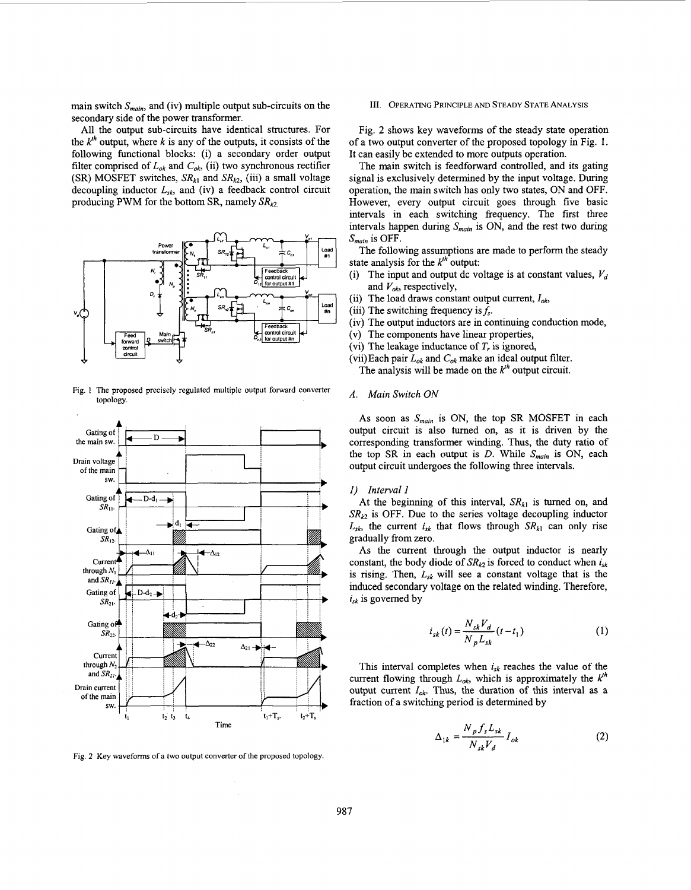main switch $S_{main}$, and (iv) multiple output sub-circuits on the secondary side of the power transformer.

All the output sub-circuits have identical structures. For the $k^{th}$ output, where $k$ is any of the outputs, it consists of the following functional blocks: (i) a secondary order output filter comprised of $L_{ok}$ and $C_{ok}$, (ii) two synchronous rectifier (SR) MOSFET switches, $SR_{k1}$ and $SR_{k2}$, (iii) a small voltage decoupling inductor $L_{sk}$, and (iv) a feedback control circuit producing PWM for the bottom SR, namely $SR_{k2}$.

Fig. 1 The proposed precisely regulated multiple output forward converter topology.

Fig. 2 Key waveforms of a two output converter of the proposed topology.

## III. Operating Principle and Steady State Analysis

Fig. 2 shows key waveforms of the steady state operation of a two output converter of the proposed topology in Fig. 1. It can easily be extended to more outputs operation.

The main switch is feedforward controlled, and its gating signal is exclusively determined by the input voltage. During operation, the main switch has only two states, ON and OFF. However, every output circuit goes through five basic intervals in each switching frequency. The first three intervals happen during $S_{main}$ is ON, and the rest two during $S_{main}$ is OFF.

The following assumptions are made to perform the steady state analysis for the $k^{th}$ output:

(i) The input and output dc voltage is at constant values, $V_d$ and $V_{ok}$, respectively,

(ii) The load draws constant output current, $I_{ok}$,

(iii) The switching frequency is $f_s$.

(iv) The output inductors are in continuing conduction mode,

(v) The components have linear properties,

(vi) The leakage inductance of $T_r$ is ignored,

(vii) Each pair $L_{ok}$ and $C_{ok}$ make an ideal output filter.

The analysis will be made on the $k^{th}$ output circuit.

### A. Main Switch ON

As soon as $S_{main}$ is ON, the top SR MOSFET in each output circuit is also turned on, as it is driven by the corresponding transformer winding. Thus, the duty ratio of the top SR in each output is $D$. While $S_{main}$ is ON, each output circuit undergoes the following three intervals.

#### 1) Interval 1

At the beginning of this interval, $SR_{k1}$ is turned on, and $SR_{k2}$ is OFF. Due to the series voltage decoupling inductor $L_{sk}$, the current $i_{sk}$ that flows through $SR_{k1}$ can only rise gradually from zero.

As the current through the output inductor is nearly constant, the body diode of $SR_{k2}$ is forced to conduct when $i_{sk}$ is rising. Then, $L_{sk}$ will see a constant voltage that is the induced secondary voltage on the related winding. Therefore, $i_{sk}$ is governed by

$$i_{sk}(t) = \frac{N_{sk} V_d}{N_p L_{sk}}(t - t_1) \tag{1}$$

This interval completes when $i_{sk}$ reaches the value of the current flowing through $L_{ok}$, which is approximately the $k^{th}$ output current $I_{ok}$. Thus, the duration of this interval as a fraction of a switching period is determined by

$$\Delta_{1k} = \frac{N_p f_s L_{sk}}{N_{sk} V_d} I_{ok} \tag{2}$$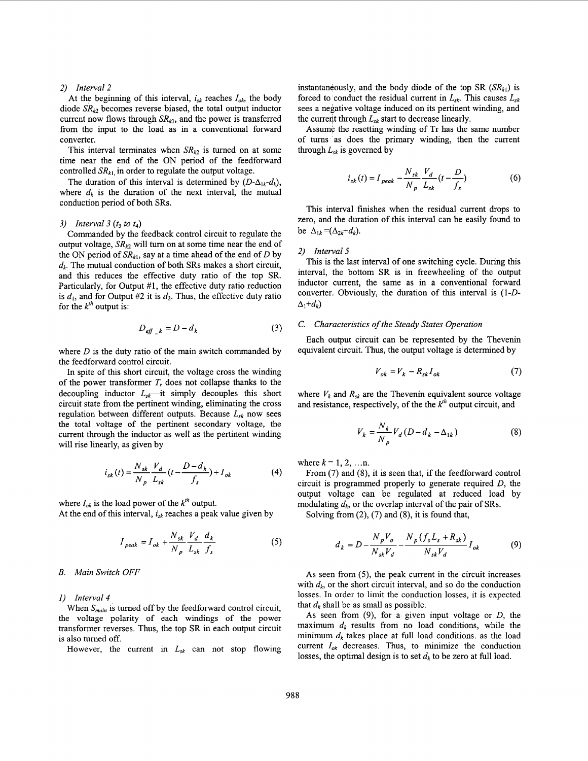#### 2) Interval 2

At the beginning of this interval, $i_{sk}$ reaches $I_{ok}$, the body diode $SR_{k2}$ becomes reverse biased, the total output inductor current now flows through $SR_{k1}$, and the power is transferred from the input to the load as in a conventional forward converter.

This interval terminates when $SR_{k2}$ is turned on at some time near the end of the ON period of the feedforward controlled $SR_{k1}$, in order to regulate the output voltage.

The duration of this interval is determined by $(D-\Delta_{1k}-d_k)$, where $d_k$ is the duration of the next interval, the mutual conduction period of both SRs.

#### 3) Interval 3 ($t_3$ to $t_4$)

Commanded by the feedback control circuit to regulate the output voltage, $SR_{k2}$ will turn on at some time near the end of the ON period of $SR_{k1}$, say at a time ahead of the end of $D$ by $d_k$. The mutual conduction of both SRs makes a short circuit, and this reduces the effective duty ratio of the top SR. Particularly, for Output #1, the effective duty ratio reduction is $d_1$, and for Output #2 it is $d_2$. Thus, the effective duty ratio for the $k^{th}$ output is:

$$D_{eff\_k} = D - d_k \tag{3}$$

where $D$ is the duty ratio of the main switch commanded by the feedforward control circuit.

In spite of this short circuit, the voltage cross the winding of the power transformer $T_r$ does not collapse thanks to the decoupling inductor $L_{sk}$—it simply decouples this short circuit state from the pertinent winding, eliminating the cross regulation between different outputs. Because $L_{sk}$ now sees the total voltage of the pertinent secondary voltage, the current through the inductor as well as the pertinent winding will rise linearly, as given by

$$i_{sk}(t) = \frac{N_{sk}}{N_p}\frac{V_d}{L_{sk}}\left(t - \frac{D-d_k}{f_s}\right) + I_{ok} \tag{4}$$

where $I_{ok}$ is the load power of the $k^{th}$ output.

At the end of this interval, $i_{sk}$ reaches a peak value given by

$$I_{peak} = I_{ok} + \frac{N_{sk}}{N_p}\frac{V_d}{L_{sk}}\frac{d_k}{f_s} \tag{5}$$

### B. Main Switch OFF

#### 1) Interval 4

When $S_{main}$ is turned off by the feedforward control circuit, the voltage polarity of each windings of the power transformer reverses. Thus, the top SR in each output circuit is also turned off.

However, the current in $L_{sk}$ can not stop flowing instantaneously, and the body diode of the top SR ($SR_{k1}$) is forced to conduct the residual current in $L_{sk}$. This causes $L_{sk}$ sees a negative voltage induced on its pertinent winding, and the current through $L_{sk}$ start to decrease linearly.

Assume the resetting winding of Tr has the same number of turns as does the primary winding, then the current through $L_{sk}$ is governed by

$$i_{sk}(t) = I_{peak} - \frac{N_{sk}}{N_p}\frac{V_d}{L_{sk}}\left(t - \frac{D}{f_s}\right) \tag{6}$$

This interval finishes when the residual current drops to zero, and the duration of this interval can be easily found to be $\Delta_{1k} = (\Delta_{2k} + d_k)$.

#### 2) Interval 5

This is the last interval of one switching cycle. During this interval, the bottom SR is in freewheeling of the output inductor current, the same as in a conventional forward converter. Obviously, the duration of this interval is $(1-D-\Delta_1+d_k)$

### C. Characteristics of the Steady States Operation

Each output circuit can be represented by the Thevenin equivalent circuit. Thus, the output voltage is determined by

$$V_{ok} = V_k - R_{sk} I_{ok} \tag{7}$$

where $V_k$ and $R_{sk}$ are the Thevenin equivalent source voltage and resistance, respectively, of the the $k^{th}$ output circuit, and

$$V_k = \frac{N_k}{N_p} V_d (D - d_k - \Delta_{1k}) \tag{8}$$

where $k = 1, 2, \ldots n$.

From (7) and (8), it is seen that, if the feedforward control circuit is programmed properly to generate required $D$, the output voltage can be regulated at reduced load by modulating $d_k$, or the overlap interval of the pair of SRs.

Solving from (2), (7) and (8), it is found that,

$$d_k = D - \frac{N_p V_o}{N_{sk} V_d} - \frac{N_p (f_s L_s + R_{sk})}{N_{sk} V_d} I_{ok} \tag{9}$$

As seen from (5), the peak current in the circuit increases with $d_k$, or the short circuit interval, and so do the conduction losses. In order to limit the conduction losses, it is expected that $d_k$ shall be as small as possible.

As seen from (9), for a given input voltage or $D$, the maximum $d_k$ results from no load conditions, while the minimum $d_k$ takes place at full load conditions. as the load current $I_{ok}$ decreases. Thus, to minimize the conduction losses, the optimal design is to set $d_k$ to be zero at full load.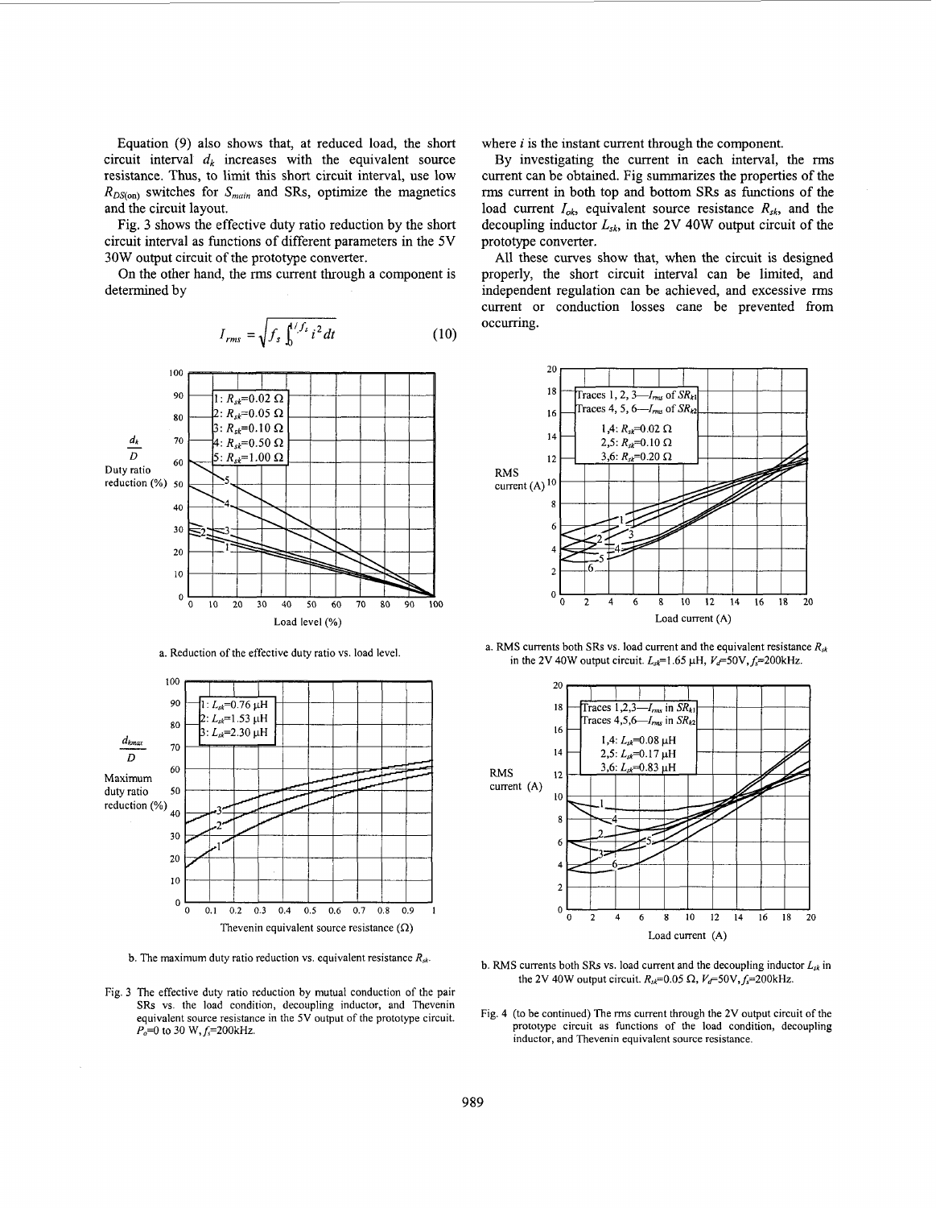Equation (9) also shows that, at reduced load, the short circuit interval $d_k$ increases with the equivalent source resistance. Thus, to limit this short circuit interval, use low $R_{DS(on)}$ switches for $S_{main}$ and SRs, optimize the magnetics and the circuit layout.

Fig. 3 shows the effective duty ratio reduction by the short circuit interval as functions of different parameters in the 5V 30W output circuit of the prototype converter.

On the other hand, the rms current through a component is determined by

$$I_{rms} = \sqrt{f_s \int_0^{1/f_s} i^2 dt} \tag{10}$$

where $i$ is the instant current through the component.

By investigating the current in each interval, the rms current can be obtained. Fig summarizes the properties of the rms current in both top and bottom SRs as functions of the load current $I_{ok}$, equivalent source resistance $R_{sk}$, and the decoupling inductor $L_{sk}$, in the 2V 40W output circuit of the prototype converter.

All these curves show that, when the circuit is designed properly, the short circuit interval can be limited, and independent regulation can be achieved, and excessive rms current or conduction losses cane be prevented from occurring.

a. Reduction of the effective duty ratio vs. load level.

b. The maximum duty ratio reduction vs. equivalent resistance $R_{sk}$.

Fig. 3 The effective duty ratio reduction by mutual conduction of the pair SRs vs. the load condition, decoupling inductor, and Thevenin equivalent source resistance in the 5V output of the prototype circuit. $P_o$=0 to 30 W, $f_s$=200kHz.

a. RMS currents both SRs vs. load current and the equivalent resistance $R_{sk}$ in the 2V 40W output circuit. $L_{sk}$=1.65 μH, $V_d$=50V, $f_s$=200kHz.

b. RMS currents both SRs vs. load current and the decoupling inductor $L_{sk}$ in the 2V 40W output circuit. $R_{sk}$=0.05 Ω, $V_d$=50V, $f_s$=200kHz.

Fig. 4 (to be continued) The rms current through the 2V output circuit of the prototype circuit as functions of the load condition, decoupling inductor, and Thevenin equivalent source resistance.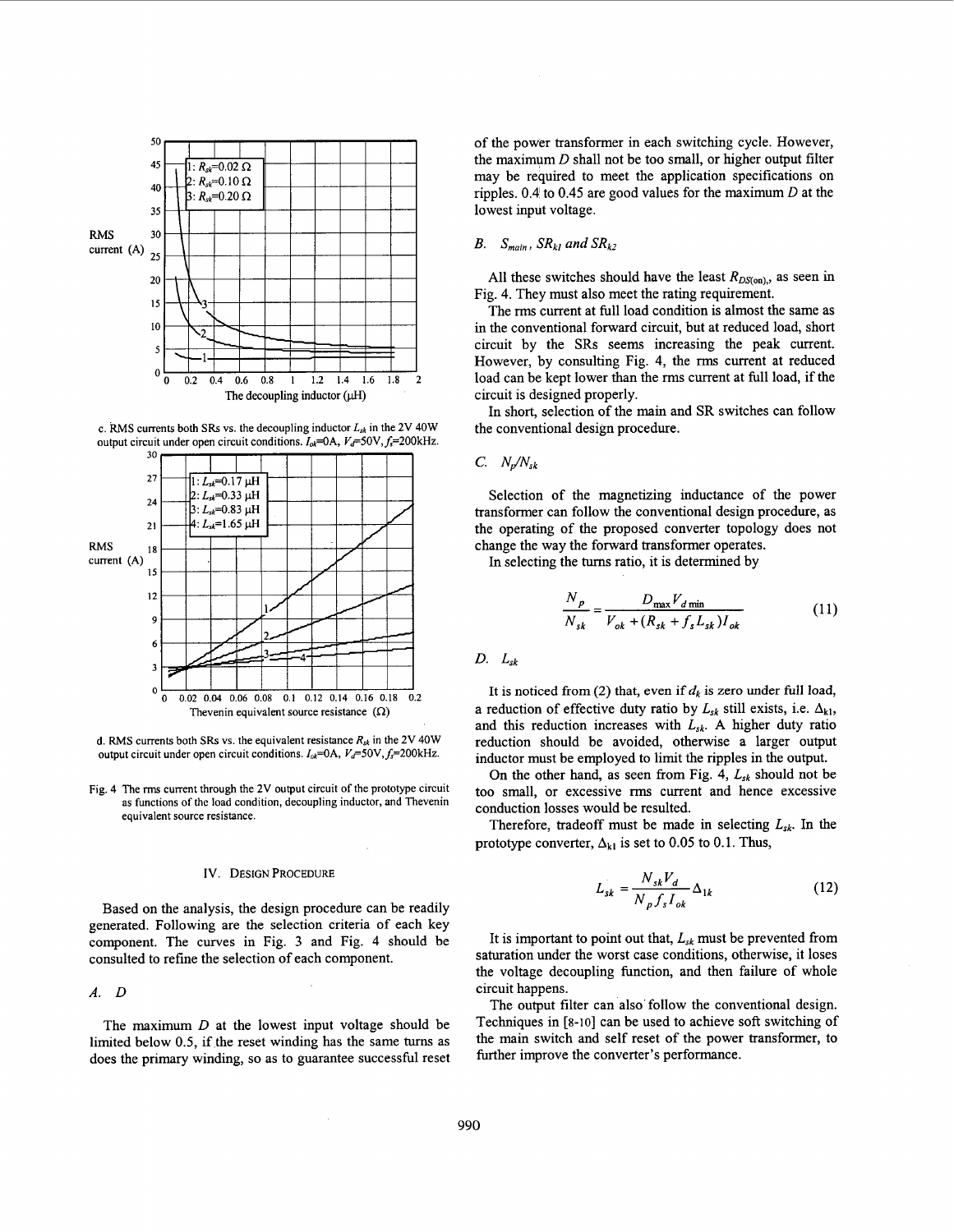c. RMS currents both SRs vs. the decoupling inductor $L_{sk}$ in the 2V 40W output circuit under open circuit conditions. $I_{ok}$=0A, $V_d$=50V, $f_s$=200kHz.

d. RMS currents both SRs vs. the equivalent resistance $R_{sk}$ in the 2V 40W output circuit under open circuit conditions. $I_{ok}$=0A, $V_d$=50V, $f_s$=200kHz.

Fig. 4 The rms current through the 2V output circuit of the prototype circuit as functions of the load condition, decoupling inductor, and Thevenin equivalent source resistance.

## IV. DESIGN PROCEDURE

Based on the analysis, the design procedure can be readily generated. Following are the selection criteria of each key component. The curves in Fig. 3 and Fig. 4 should be consulted to refine the selection of each component.

### A. $D$

The maximum $D$ at the lowest input voltage should be limited below 0.5, if the reset winding has the same turns as does the primary winding, so as to guarantee successful reset of the power transformer in each switching cycle. However, the maximum $D$ shall not be too small, or higher output filter may be required to meet the application specifications on ripples. 0.4 to 0.45 are good values for the maximum $D$ at the lowest input voltage.

### B. $S_{main}$, $SR_{k1}$ and $SR_{k2}$

All these switches should have the least $R_{DS(on)}$, as seen in Fig. 4. They must also meet the rating requirement.

The rms current at full load condition is almost the same as in the conventional forward circuit, but at reduced load, short circuit by the SRs seems increasing the peak current. However, by consulting Fig. 4, the rms current at reduced load can be kept lower than the rms current at full load, if the circuit is designed properly.

In short, selection of the main and SR switches can follow the conventional design procedure.

### C. $N_p/N_{sk}$

Selection of the magnetizing inductance of the power transformer can follow the conventional design procedure, as the operating of the proposed converter topology does not change the way the forward transformer operates.

In selecting the turns ratio, it is determined by

$$\frac{N_p}{N_{sk}} = \frac{D_{\max} V_{d\min}}{V_{ok} + (R_{sk} + f_s L_{sk}) I_{ok}} \tag{11}$$

### D. $L_{sk}$

It is noticed from (2) that, even if $d_k$ is zero under full load, a reduction of effective duty ratio by $L_{sk}$ still exists, i.e. $\Delta_{k1}$, and this reduction increases with $L_{sk}$. A higher duty ratio reduction should be avoided, otherwise a larger output inductor must be employed to limit the ripples in the output.

On the other hand, as seen from Fig. 4, $L_{sk}$ should not be too small, or excessive rms current and hence excessive conduction losses would be resulted.

Therefore, tradeoff must be made in selecting $L_{sk}$. In the prototype converter, $\Delta_{k1}$ is set to 0.05 to 0.1. Thus,

$$L_{sk} = \frac{N_{sk} V_d}{N_p f_s I_{ok}} \Delta_{1k} \tag{12}$$

It is important to point out that, $L_{sk}$ must be prevented from saturation under the worst case conditions, otherwise, it loses the voltage decoupling function, and then failure of whole circuit happens.

The output filter can also follow the conventional design. Techniques in [8-10] can be used to achieve soft switching of the main switch and self reset of the power transformer, to further improve the converter's performance.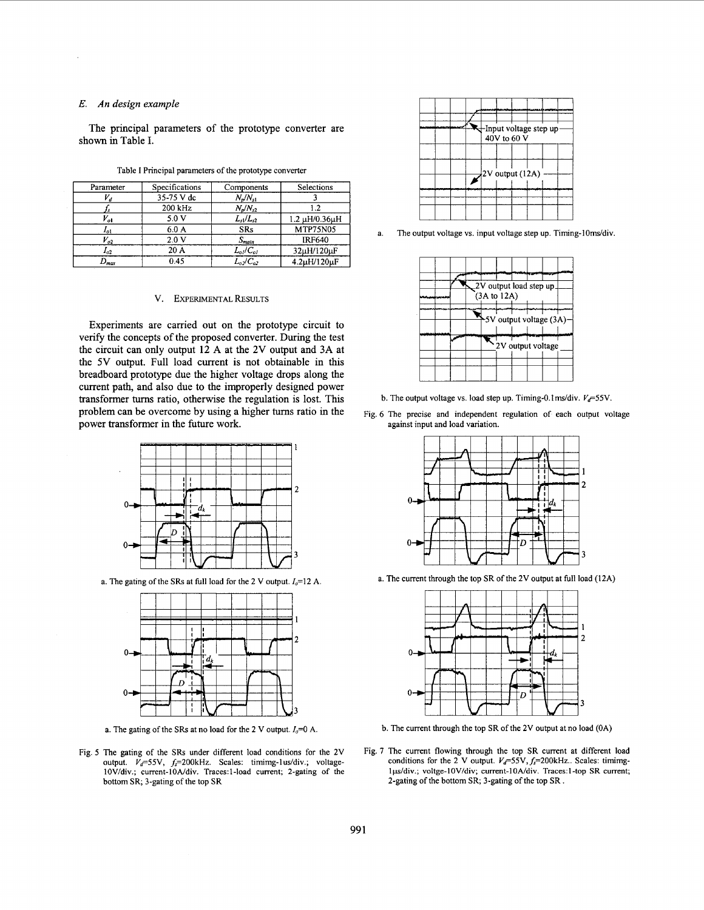### E. An design example

The principal parameters of the prototype converter are shown in Table I.

Table I Principal parameters of the prototype converter

| Parameter | Specifications | Components | Selections |
|---|---|---|---|
| $V_d$ | 35-75 V dc | $N_p/N_{s1}$ | 3 |
| $f_s$ | 200 kHz | $N_p/N_{s2}$ | 1.2 |
| $V_{o1}$ | 5.0 V | $L_{s1}/L_{s2}$ | 1.2 μH/0.36μH |
| $I_{o1}$ | 6.0 A | SRs | MTP75N05 |
| $V_{o2}$ | 2.0 V | $S_{main}$ | IRF640 |
| $I_{o2}$ | 20 A | $L_{o1}/C_{o1}$ | 32μH/120μF |
| $D_{max}$ | 0.45 | $L_{o2}/C_{o2}$ | 4.2μH/120μF |

## V. Experimental Results

Experiments are carried out on the prototype circuit to verify the concepts of the proposed converter. During the test the circuit can only output 12 A at the 2V output and 3A at the 5V output. Full load current is not obtainable in this breadboard prototype due the higher voltage drops along the current path, and also due to the improperly designed power transformer turns ratio, otherwise the regulation is lost. This problem can be overcome by using a higher turns ratio in the power transformer in the future work.

a. The gating of the SRs at full load for the 2 V output. $I_o$=12 A.

a. The gating of the SRs at no load for the 2 V output. $I_o$=0 A.

Fig. 5 The gating of the SRs under different load conditions for the 2V output. $V_d$=55V, $f_s$=200kHz. Scales: timimg-1us/div.; voltage-10V/div.; current-10A/div. Traces:1-load current; 2-gating of the bottom SR; 3-gating of the top SR

a. The output voltage vs. input voltage step up. Timing-10ms/div.

b. The output voltage vs. load step up. Timing-0.1ms/div. $V_d$=55V.

Fig. 6 The precise and independent regulation of each output voltage against input and load variation.

a. The current through the top SR of the 2V output at full load (12A)

b. The current through the top SR of the 2V output at no load (0A)

Fig. 7 The current flowing through the top SR current at different load conditions for the 2 V output. $V_d$=55V, $f_s$=200kHz.. Scales: timimg-1μs/div.; voltge-10V/div; current-10A/div. Traces:1-top SR current; 2-gating of the bottom SR; 3-gating of the top SR .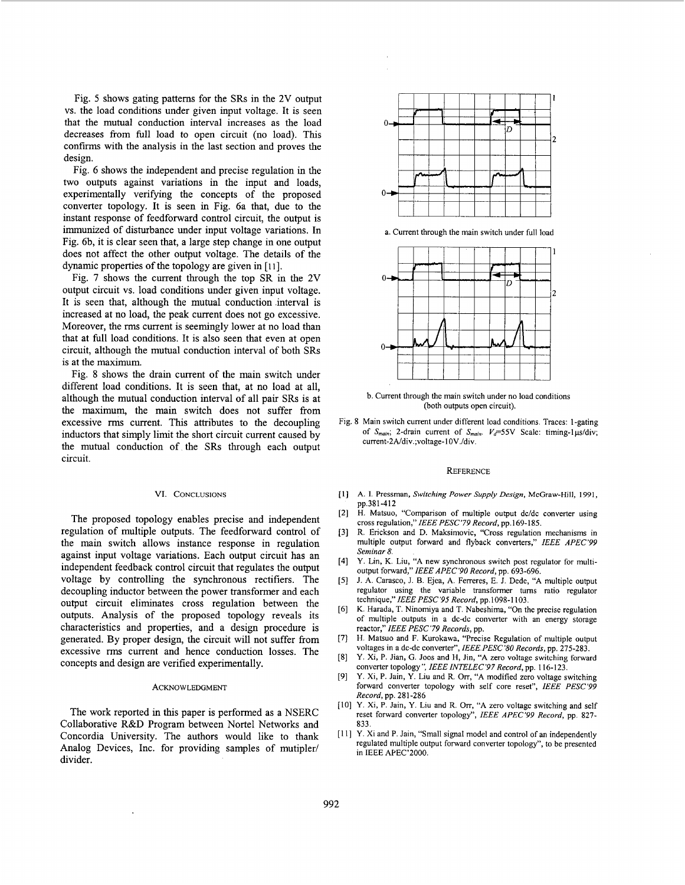Fig. 5 shows gating patterns for the SRs in the 2V output vs. the load conditions under given input voltage. It is seen that the mutual conduction interval increases as the load decreases from full load to open circuit (no load). This confirms with the analysis in the last section and proves the design.

Fig. 6 shows the independent and precise regulation in the two outputs against variations in the input and loads, experimentally verifying the concepts of the proposed converter topology. It is seen in Fig. 6a that, due to the instant response of feedforward control circuit, the output is immunized of disturbance under input voltage variations. In Fig. 6b, it is clear seen that, a large step change in one output does not affect the other output voltage. The details of the dynamic properties of the topology are given in [11].

Fig. 7 shows the current through the top SR in the 2V output circuit vs. load conditions under given input voltage. It is seen that, although the mutual conduction interval is increased at no load, the peak current does not go excessive. Moreover, the rms current is seemingly lower at no load than that at full load conditions. It is also seen that even at open circuit, although the mutual conduction interval of both SRs is at the maximum.

Fig. 8 shows the drain current of the main switch under different load conditions. It is seen that, at no load at all, although the mutual conduction interval of all pair SRs is at the maximum, the main switch does not suffer from excessive rms current. This attributes to the decoupling inductors that simply limit the short circuit current caused by the mutual conduction of the SRs through each output circuit.

0
1
D
2
0

a. Current through the main switch under full load

0
1
D
2
0

b. Current through the main switch under no load conditions (both outputs open circuit).

Fig. 8 Main switch current under different load conditions. Traces: 1-gating of $S_{main}$; 2-drain current of $S_{main}$. $V_d$=55V Scale: timing-1μs/div; current-2A/div.;voltage-10V./div.

## VI. CONCLUSIONS

The proposed topology enables precise and independent regulation of multiple outputs. The feedforward control of the main switch allows instance response in regulation against input voltage variations. Each output circuit has an independent feedback control circuit that regulates the output voltage by controlling the synchronous rectifiers. The decoupling inductor between the power transformer and each output circuit eliminates cross regulation between the outputs. Analysis of the proposed topology reveals its characteristics and properties, and a design procedure is generated. By proper design, the circuit will not suffer from excessive rms current and hence conduction losses. The concepts and design are verified experimentally.

## ACKNOWLEDGMENT

The work reported in this paper is performed as a NSERC Collaborative R&D Program between Nortel Networks and Concordia University. The authors would like to thank Analog Devices, Inc. for providing samples of mutipler/ divider.

## REFERENCE

[1] A. I. Pressman, *Switching Power Supply Design*, McGraw-Hill, 1991, pp.381-412

[2] H. Matsuo, "Comparison of multiple output dc/dc converter using cross regulation," *IEEE PESC'79 Record*, pp.169-185.

[3] R. Erickson and D. Maksimovic, "Cross regulation mechanisms in multiple output forward and flyback converters," *IEEE APEC'99 Seminar 8.*

[4] Y. Lin, K. Liu, "A new synchronous switch post regulator for multi-output forward," *IEEE APEC'90 Record*, pp. 693-696.

[5] J. A. Carasco, J. B. Ejea, A. Ferreres, E. J. Dede, "A multiple output regulator using the variable transformer turns ratio regulator technique," *IEEE PESC'95 Record*, pp.1098-1103.

[6] K. Harada, T. Ninomiya and T. Nabeshima, "On the precise regulation of multiple outputs in a dc-dc converter with an energy storage reactor," *IEEE PESC'79 Records*, pp.

[7] H. Matsuo and F. Kurokawa, "Precise Regulation of multiple output voltages in a dc-dc converter", *IEEE PESC'80 Records*, pp. 275-283.

[8] Y. Xi, P. Jian, G. Joos and H, Jin, "A zero voltage switching forward converter topology", *IEEE INTELEC'97 Record*, pp. 116-123.

[9] Y. Xi, P. Jain, Y. Liu and R. Orr, "A modified zero voltage switching forward converter topology with self core reset", *IEEE PESC'99 Record*, pp. 281-286

[10] Y. Xi, P. Jain, Y. Liu and R. Orr, "A zero voltage switching and self reset forward converter topology", *IEEE APEC'99 Record*, pp. 827-833.

[11] Y. Xi and P. Jain, "Small signal model and control of an independently regulated multiple output forward converter topology", to be presented in IEEE APEC'2000.